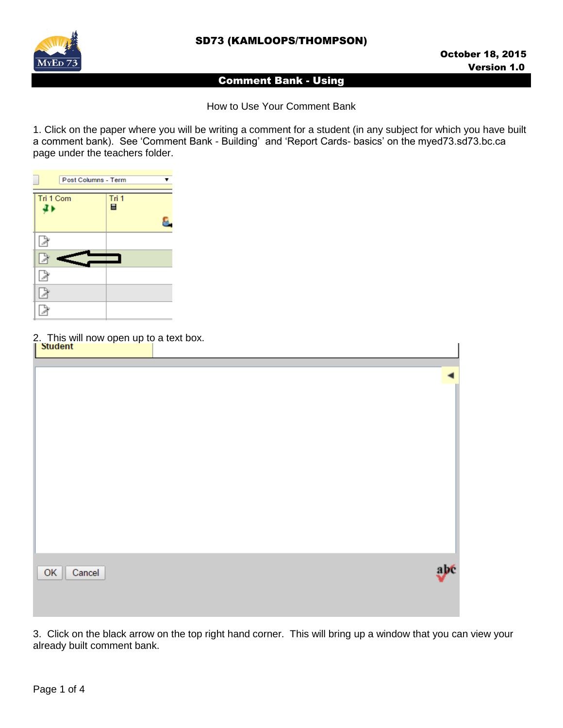SD73 (KAMLOOPS/THOMPSON)

October 18, 2015
Version 1.0

# Comment Bank - Using

How to Use Your Comment Bank

1. Click on the paper where you will be writing a comment for a student (in any subject for which you have built a comment bank). See 'Comment Bank - Building' and 'Report Cards- basics' on the myed73.sd73.bc.ca page under the teachers folder.

2. This will now open up to a text box.

3. Click on the black arrow on the top right hand corner. This will bring up a window that you can view your already built comment bank.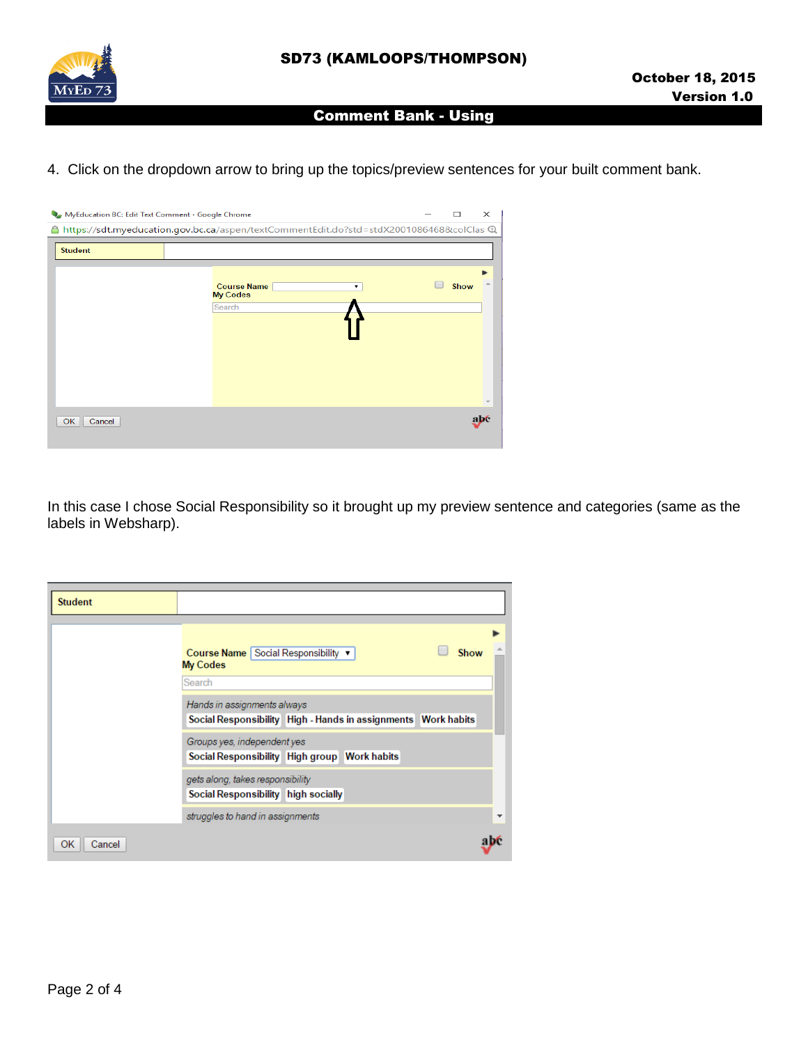4. Click on the dropdown arrow to bring up the topics/preview sentences for your built comment bank.

In this case I chose Social Responsibility so it brought up my preview sentence and categories (same as the labels in Websharp).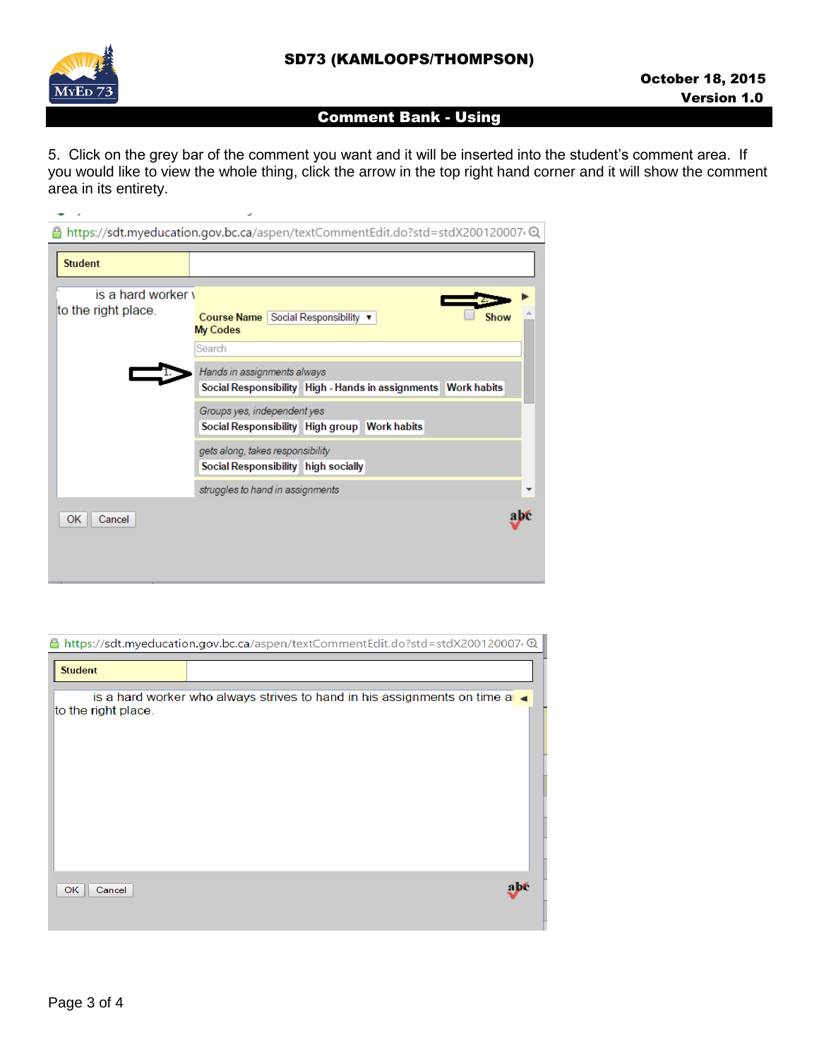## Comment Bank - Using

5. Click on the grey bar of the comment you want and it will be inserted into the student's comment area. If you would like to view the whole thing, click the arrow in the top right hand corner and it will show the comment area in its entirety.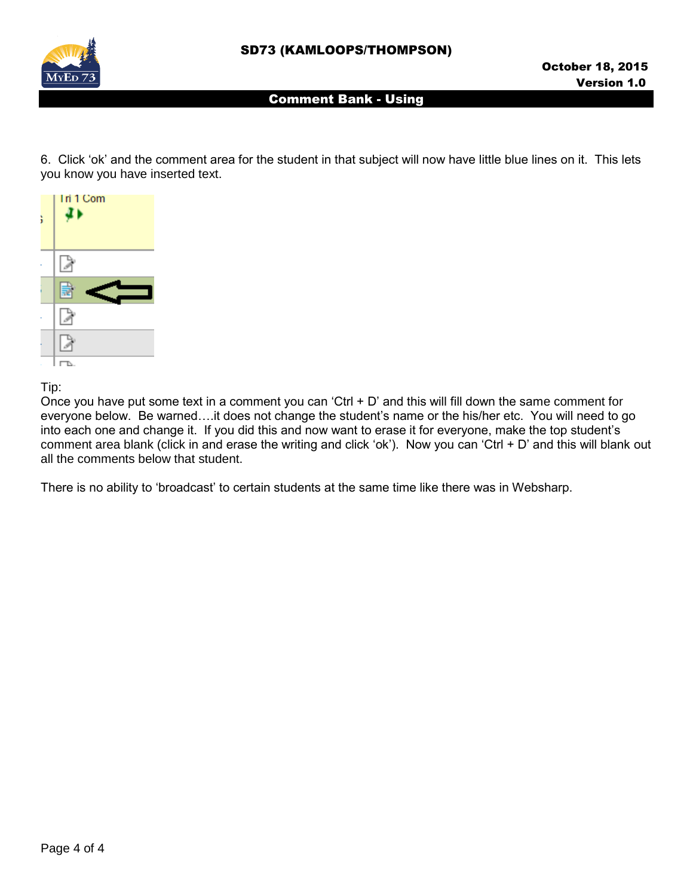6. Click ‘ok’ and the comment area for the student in that subject will now have little blue lines on it. This lets you know you have inserted text.

Tip:
Once you have put some text in a comment you can ‘Ctrl + D’ and this will fill down the same comment for everyone below. Be warned….it does not change the student’s name or the his/her etc. You will need to go into each one and change it. If you did this and now want to erase it for everyone, make the top student’s comment area blank (click in and erase the writing and click ‘ok’). Now you can ‘Ctrl + D’ and this will blank out all the comments below that student.

There is no ability to ‘broadcast’ to certain students at the same time like there was in Websharp.